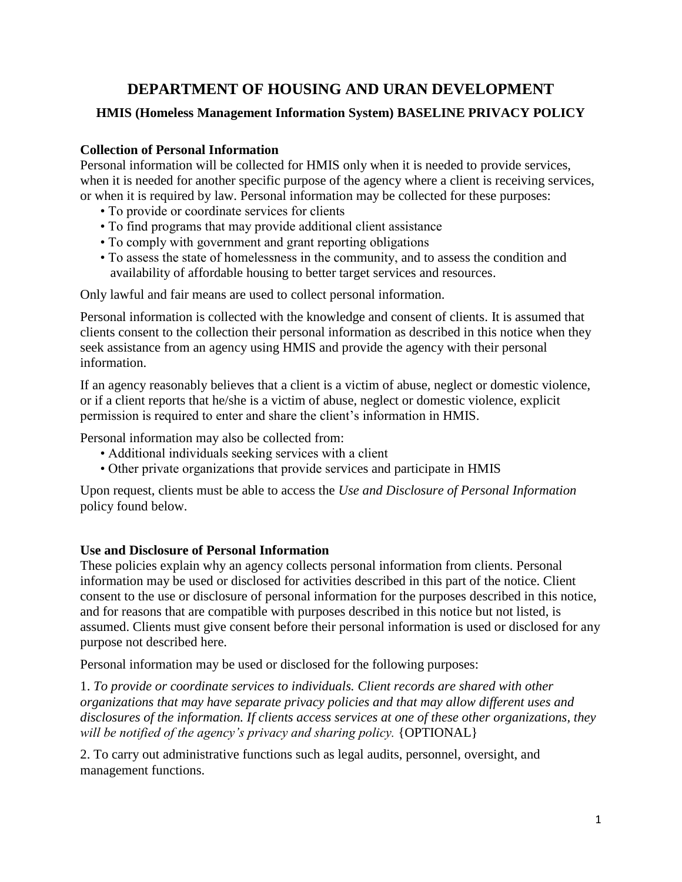# DEPARTMENT OF HOUSING AND URAN DEVELOPMENT

## HMIS (Homeless Management Information System) BASELINE PRIVACY POLICY

**Collection of Personal Information**

Personal information will be collected for HMIS only when it is needed to provide services, when it is needed for another specific purpose of the agency where a client is receiving services, or when it is required by law. Personal information may be collected for these purposes:

- To provide or coordinate services for clients
- To find programs that may provide additional client assistance
- To comply with government and grant reporting obligations
- To assess the state of homelessness in the community, and to assess the condition and availability of affordable housing to better target services and resources.

Only lawful and fair means are used to collect personal information.

Personal information is collected with the knowledge and consent of clients. It is assumed that clients consent to the collection their personal information as described in this notice when they seek assistance from an agency using HMIS and provide the agency with their personal information.

If an agency reasonably believes that a client is a victim of abuse, neglect or domestic violence, or if a client reports that he/she is a victim of abuse, neglect or domestic violence, explicit permission is required to enter and share the client's information in HMIS.

Personal information may also be collected from:

- Additional individuals seeking services with a client
- Other private organizations that provide services and participate in HMIS

Upon request, clients must be able to access the *Use and Disclosure of Personal Information* policy found below.

**Use and Disclosure of Personal Information**

These policies explain why an agency collects personal information from clients. Personal information may be used or disclosed for activities described in this part of the notice. Client consent to the use or disclosure of personal information for the purposes described in this notice, and for reasons that are compatible with purposes described in this notice but not listed, is assumed. Clients must give consent before their personal information is used or disclosed for any purpose not described here.

Personal information may be used or disclosed for the following purposes:

1. *To provide or coordinate services to individuals. Client records are shared with other organizations that may have separate privacy policies and that may allow different uses and disclosures of the information. If clients access services at one of these other organizations, they will be notified of the agency's privacy and sharing policy.* {OPTIONAL}

2. To carry out administrative functions such as legal audits, personnel, oversight, and management functions.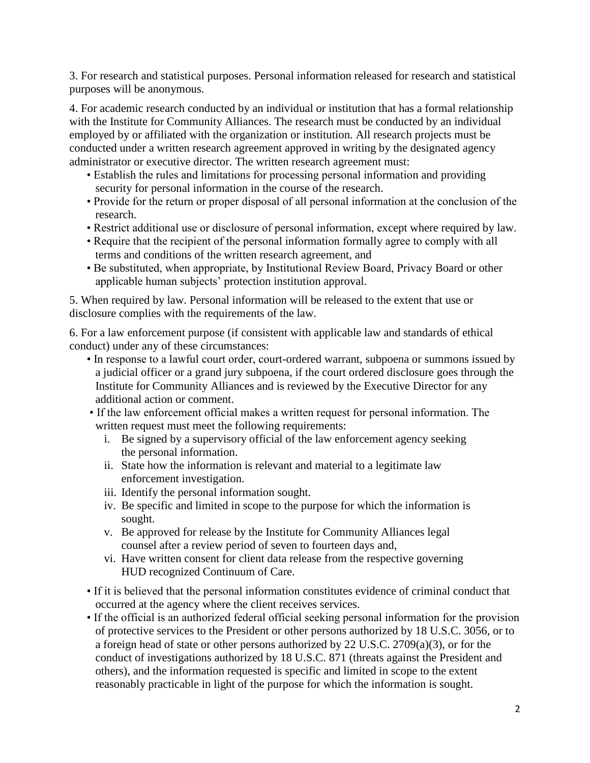3. For research and statistical purposes. Personal information released for research and statistical purposes will be anonymous.

4. For academic research conducted by an individual or institution that has a formal relationship with the Institute for Community Alliances. The research must be conducted by an individual employed by or affiliated with the organization or institution. All research projects must be conducted under a written research agreement approved in writing by the designated agency administrator or executive director. The written research agreement must:

- Establish the rules and limitations for processing personal information and providing security for personal information in the course of the research.
- Provide for the return or proper disposal of all personal information at the conclusion of the research.
- Restrict additional use or disclosure of personal information, except where required by law.
- Require that the recipient of the personal information formally agree to comply with all terms and conditions of the written research agreement, and
- Be substituted, when appropriate, by Institutional Review Board, Privacy Board or other applicable human subjects' protection institution approval.

5. When required by law. Personal information will be released to the extent that use or disclosure complies with the requirements of the law.

6. For a law enforcement purpose (if consistent with applicable law and standards of ethical conduct) under any of these circumstances:

- In response to a lawful court order, court-ordered warrant, subpoena or summons issued by a judicial officer or a grand jury subpoena, if the court ordered disclosure goes through the Institute for Community Alliances and is reviewed by the Executive Director for any additional action or comment.
- If the law enforcement official makes a written request for personal information. The written request must meet the following requirements:
    - i. Be signed by a supervisory official of the law enforcement agency seeking the personal information.
    - ii. State how the information is relevant and material to a legitimate law enforcement investigation.
    - iii. Identify the personal information sought.
    - iv. Be specific and limited in scope to the purpose for which the information is sought.
    - v. Be approved for release by the Institute for Community Alliances legal counsel after a review period of seven to fourteen days and,
    - vi. Have written consent for client data release from the respective governing HUD recognized Continuum of Care.
- If it is believed that the personal information constitutes evidence of criminal conduct that occurred at the agency where the client receives services.
- If the official is an authorized federal official seeking personal information for the provision of protective services to the President or other persons authorized by 18 U.S.C. 3056, or to a foreign head of state or other persons authorized by 22 U.S.C. 2709(a)(3), or for the conduct of investigations authorized by 18 U.S.C. 871 (threats against the President and others), and the information requested is specific and limited in scope to the extent reasonably practicable in light of the purpose for which the information is sought.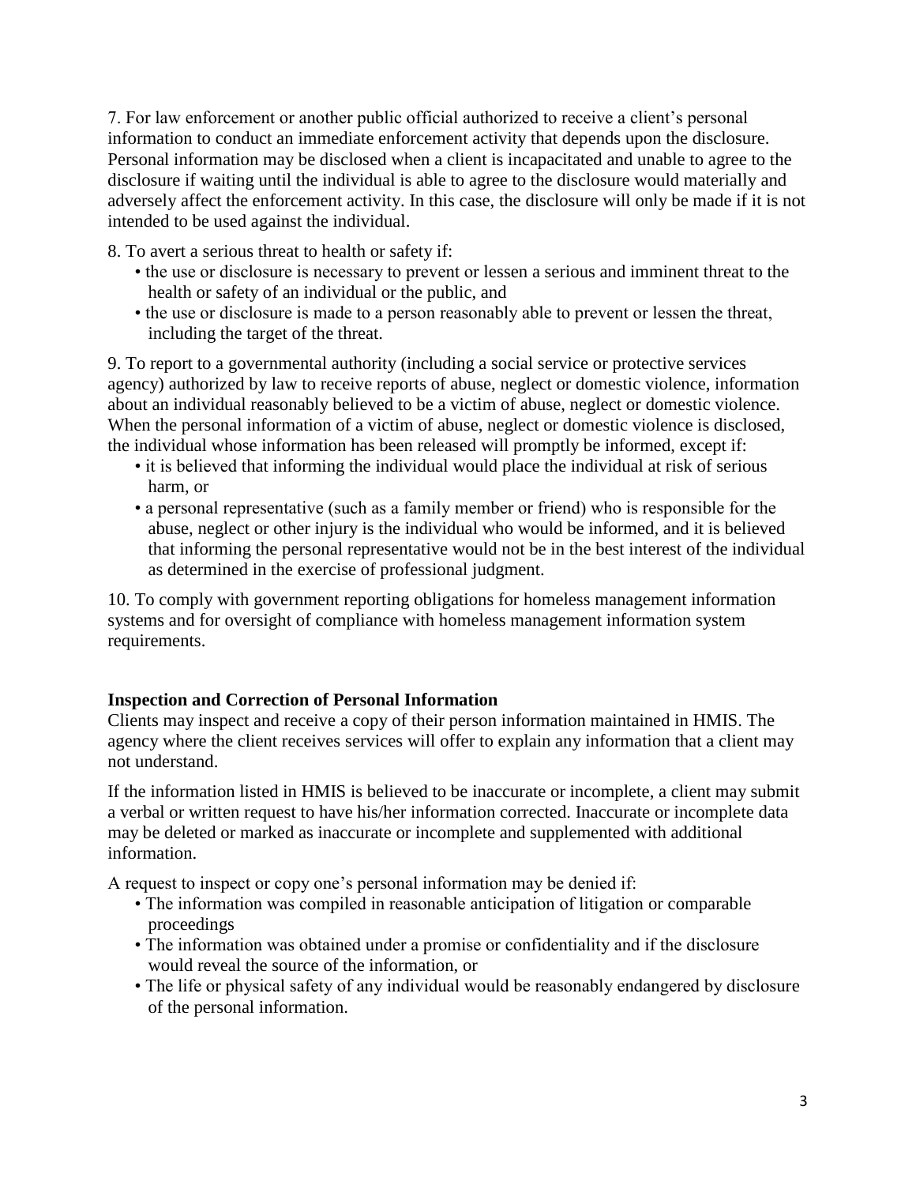7. For law enforcement or another public official authorized to receive a client's personal information to conduct an immediate enforcement activity that depends upon the disclosure. Personal information may be disclosed when a client is incapacitated and unable to agree to the disclosure if waiting until the individual is able to agree to the disclosure would materially and adversely affect the enforcement activity. In this case, the disclosure will only be made if it is not intended to be used against the individual.

8. To avert a serious threat to health or safety if:
   - the use or disclosure is necessary to prevent or lessen a serious and imminent threat to the health or safety of an individual or the public, and
   - the use or disclosure is made to a person reasonably able to prevent or lessen the threat, including the target of the threat.

9. To report to a governmental authority (including a social service or protective services agency) authorized by law to receive reports of abuse, neglect or domestic violence, information about an individual reasonably believed to be a victim of abuse, neglect or domestic violence. When the personal information of a victim of abuse, neglect or domestic violence is disclosed, the individual whose information has been released will promptly be informed, except if:
   - it is believed that informing the individual would place the individual at risk of serious harm, or
   - a personal representative (such as a family member or friend) who is responsible for the abuse, neglect or other injury is the individual who would be informed, and it is believed that informing the personal representative would not be in the best interest of the individual as determined in the exercise of professional judgment.

10. To comply with government reporting obligations for homeless management information systems and for oversight of compliance with homeless management information system requirements.

**Inspection and Correction of Personal Information**

Clients may inspect and receive a copy of their person information maintained in HMIS. The agency where the client receives services will offer to explain any information that a client may not understand.

If the information listed in HMIS is believed to be inaccurate or incomplete, a client may submit a verbal or written request to have his/her information corrected. Inaccurate or incomplete data may be deleted or marked as inaccurate or incomplete and supplemented with additional information.

A request to inspect or copy one's personal information may be denied if:
- The information was compiled in reasonable anticipation of litigation or comparable proceedings
- The information was obtained under a promise or confidentiality and if the disclosure would reveal the source of the information, or
- The life or physical safety of any individual would be reasonably endangered by disclosure of the personal information.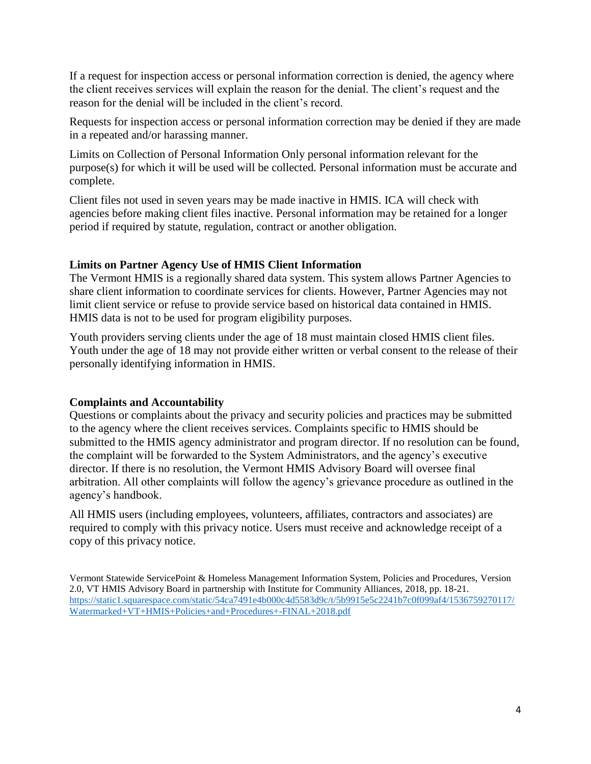If a request for inspection access or personal information correction is denied, the agency where the client receives services will explain the reason for the denial. The client's request and the reason for the denial will be included in the client's record.

Requests for inspection access or personal information correction may be denied if they are made in a repeated and/or harassing manner.

Limits on Collection of Personal Information Only personal information relevant for the purpose(s) for which it will be used will be collected. Personal information must be accurate and complete.

Client files not used in seven years may be made inactive in HMIS. ICA will check with agencies before making client files inactive. Personal information may be retained for a longer period if required by statute, regulation, contract or another obligation.

**Limits on Partner Agency Use of HMIS Client Information**

The Vermont HMIS is a regionally shared data system. This system allows Partner Agencies to share client information to coordinate services for clients. However, Partner Agencies may not limit client service or refuse to provide service based on historical data contained in HMIS. HMIS data is not to be used for program eligibility purposes.

Youth providers serving clients under the age of 18 must maintain closed HMIS client files. Youth under the age of 18 may not provide either written or verbal consent to the release of their personally identifying information in HMIS.

**Complaints and Accountability**

Questions or complaints about the privacy and security policies and practices may be submitted to the agency where the client receives services. Complaints specific to HMIS should be submitted to the HMIS agency administrator and program director. If no resolution can be found, the complaint will be forwarded to the System Administrators, and the agency's executive director. If there is no resolution, the Vermont HMIS Advisory Board will oversee final arbitration. All other complaints will follow the agency's grievance procedure as outlined in the agency's handbook.

All HMIS users (including employees, volunteers, affiliates, contractors and associates) are required to comply with this privacy notice. Users must receive and acknowledge receipt of a copy of this privacy notice.

Vermont Statewide ServicePoint & Homeless Management Information System, Policies and Procedures, Version 2.0, VT HMIS Advisory Board in partnership with Institute for Community Alliances, 2018, pp. 18-21. https://static1.squarespace.com/static/54ca7491e4b000c4d5583d9c/t/5b9915e5c2241b7c0f099af4/1536759270117/Watermarked+VT+HMIS+Policies+and+Procedures+-FINAL+2018.pdf